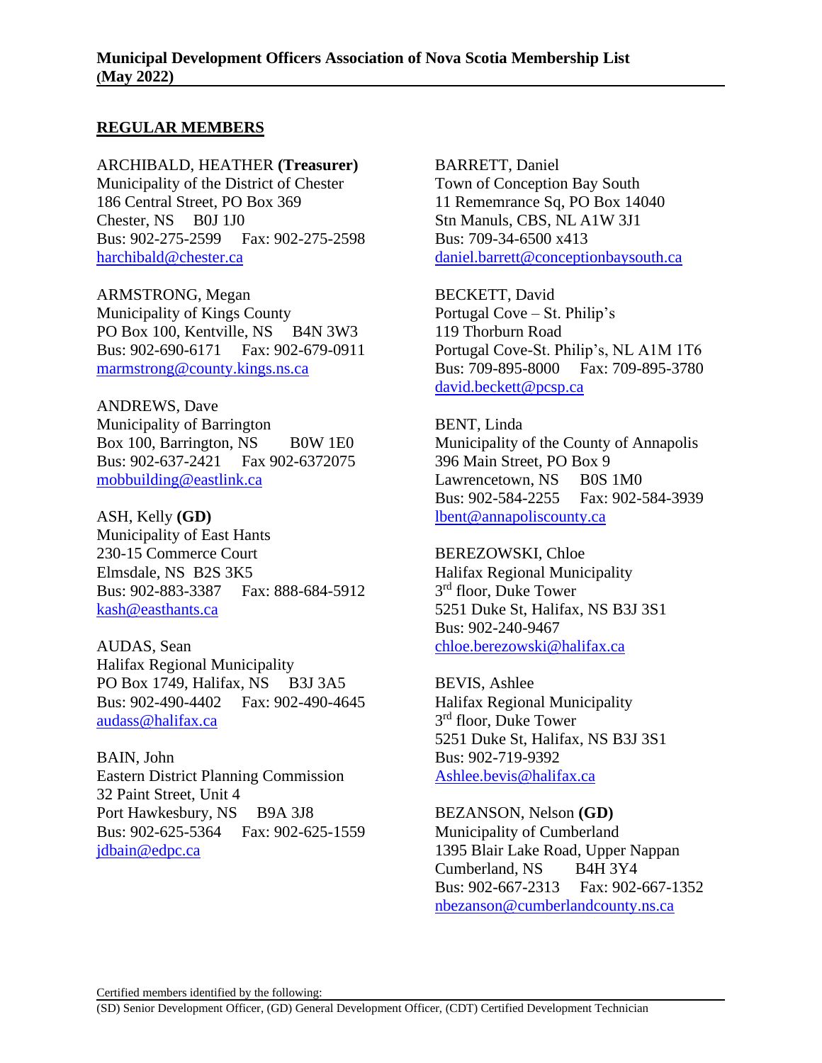# Municipal Development Officers Association of Nova Scotia Membership List (May 2022)

## REGULAR MEMBERS

ARCHIBALD, HEATHER **(Treasurer)**
Municipality of the District of Chester
186 Central Street, PO Box 369
Chester, NS B0J 1J0
Bus: 902-275-2599 Fax: 902-275-2598
harchibald@chester.ca

ARMSTRONG, Megan
Municipality of Kings County
PO Box 100, Kentville, NS B4N 3W3
Bus: 902-690-6171 Fax: 902-679-0911
marmstrong@county.kings.ns.ca

ANDREWS, Dave
Municipality of Barrington
Box 100, Barrington, NS B0W 1E0
Bus: 902-637-2421 Fax 902-6372075
mobbuilding@eastlink.ca

ASH, Kelly **(GD)**
Municipality of East Hants
230-15 Commerce Court
Elmsdale, NS B2S 3K5
Bus: 902-883-3387 Fax: 888-684-5912
kash@easthants.ca

AUDAS, Sean
Halifax Regional Municipality
PO Box 1749, Halifax, NS B3J 3A5
Bus: 902-490-4402 Fax: 902-490-4645
audass@halifax.ca

BAIN, John
Eastern District Planning Commission
32 Paint Street, Unit 4
Port Hawkesbury, NS B9A 3J8
Bus: 902-625-5364 Fax: 902-625-1559
jdbain@edpc.ca

BARRETT, Daniel
Town of Conception Bay South
11 Rememrance Sq, PO Box 14040
Stn Manuls, CBS, NL A1W 3J1
Bus: 709-34-6500 x413
daniel.barrett@conceptionbaysouth.ca

BECKETT, David
Portugal Cove – St. Philip's
119 Thorburn Road
Portugal Cove-St. Philip's, NL A1M 1T6
Bus: 709-895-8000 Fax: 709-895-3780
david.beckett@pcsp.ca

BENT, Linda
Municipality of the County of Annapolis
396 Main Street, PO Box 9
Lawrencetown, NS B0S 1M0
Bus: 902-584-2255 Fax: 902-584-3939
lbent@annapoliscounty.ca

BEREZOWSKI, Chloe
Halifax Regional Municipality
3rd floor, Duke Tower
5251 Duke St, Halifax, NS B3J 3S1
Bus: 902-240-9467
chloe.berezowski@halifax.ca

BEVIS, Ashlee
Halifax Regional Municipality
3rd floor, Duke Tower
5251 Duke St, Halifax, NS B3J 3S1
Bus: 902-719-9392
Ashlee.bevis@halifax.ca

BEZANSON, Nelson **(GD)**
Municipality of Cumberland
1395 Blair Lake Road, Upper Nappan
Cumberland, NS B4H 3Y4
Bus: 902-667-2313 Fax: 902-667-1352
nbezanson@cumberlandcounty.ns.ca

Certified members identified by the following:
(SD) Senior Development Officer, (GD) General Development Officer, (CDT) Certified Development Technician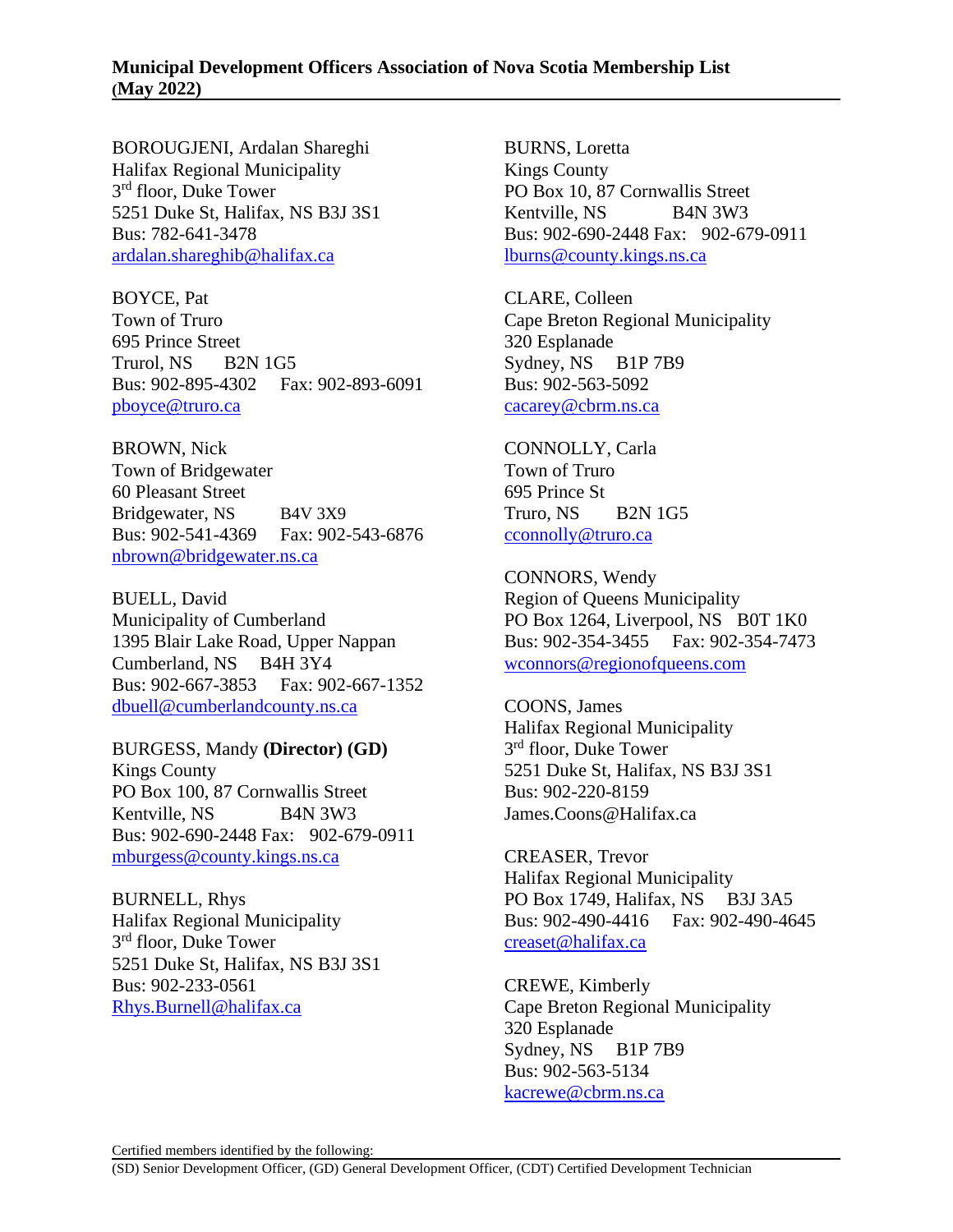**Municipal Development Officers Association of Nova Scotia Membership List (May 2022)**

BOROUGJENI, Ardalan Shareghi
Halifax Regional Municipality
3rd floor, Duke Tower
5251 Duke St, Halifax, NS B3J 3S1
Bus: 782-641-3478
ardalan.shareghib@halifax.ca

BOYCE, Pat
Town of Truro
695 Prince Street
Trurol, NS B2N 1G5
Bus: 902-895-4302 Fax: 902-893-6091
pboyce@truro.ca

BROWN, Nick
Town of Bridgewater
60 Pleasant Street
Bridgewater, NS B4V 3X9
Bus: 902-541-4369 Fax: 902-543-6876
nbrown@bridgewater.ns.ca

BUELL, David
Municipality of Cumberland
1395 Blair Lake Road, Upper Nappan
Cumberland, NS B4H 3Y4
Bus: 902-667-3853 Fax: 902-667-1352
dbuell@cumberlandcounty.ns.ca

BURGESS, Mandy **(Director) (GD)**
Kings County
PO Box 100, 87 Cornwallis Street
Kentville, NS B4N 3W3
Bus: 902-690-2448 Fax: 902-679-0911
mburgess@county.kings.ns.ca

BURNELL, Rhys
Halifax Regional Municipality
3rd floor, Duke Tower
5251 Duke St, Halifax, NS B3J 3S1
Bus: 902-233-0561
Rhys.Burnell@halifax.ca

BURNS, Loretta
Kings County
PO Box 10, 87 Cornwallis Street
Kentville, NS B4N 3W3
Bus: 902-690-2448 Fax: 902-679-0911
lburns@county.kings.ns.ca

CLARE, Colleen
Cape Breton Regional Municipality
320 Esplanade
Sydney, NS B1P 7B9
Bus: 902-563-5092
cacarey@cbrm.ns.ca

CONNOLLY, Carla
Town of Truro
695 Prince St
Truro, NS B2N 1G5
cconnolly@truro.ca

CONNORS, Wendy
Region of Queens Municipality
PO Box 1264, Liverpool, NS B0T 1K0
Bus: 902-354-3455 Fax: 902-354-7473
wconnors@regionofqueens.com

COONS, James
Halifax Regional Municipality
3rd floor, Duke Tower
5251 Duke St, Halifax, NS B3J 3S1
Bus: 902-220-8159
James.Coons@Halifax.ca

CREASER, Trevor
Halifax Regional Municipality
PO Box 1749, Halifax, NS B3J 3A5
Bus: 902-490-4416 Fax: 902-490-4645
creaset@halifax.ca

CREWE, Kimberly
Cape Breton Regional Municipality
320 Esplanade
Sydney, NS B1P 7B9
Bus: 902-563-5134
kacrewe@cbrm.ns.ca

Certified members identified by the following:
(SD) Senior Development Officer, (GD) General Development Officer, (CDT) Certified Development Technician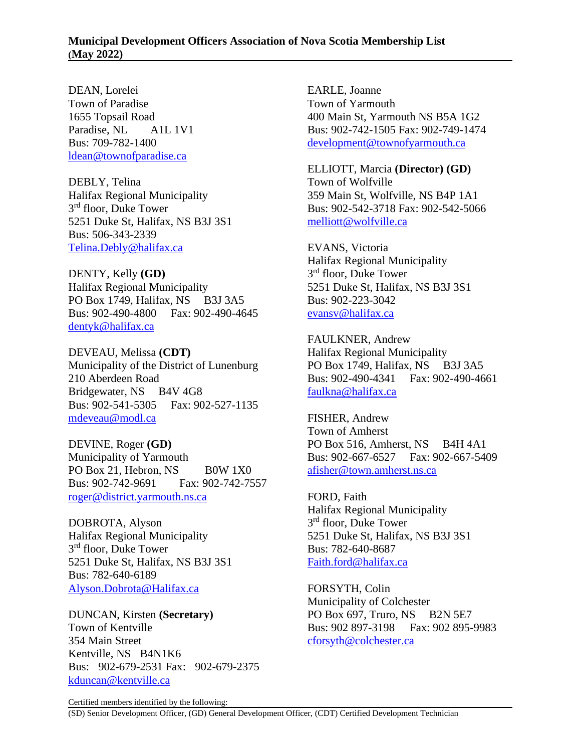## Municipal Development Officers Association of Nova Scotia Membership List (May 2022)

DEAN, Lorelei
Town of Paradise
1655 Topsail Road
Paradise, NL A1L 1V1
Bus: 709-782-1400
ldean@townofparadise.ca

DEBLY, Telina
Halifax Regional Municipality
3rd floor, Duke Tower
5251 Duke St, Halifax, NS B3J 3S1
Bus: 506-343-2339
Telina.Debly@halifax.ca

DENTY, Kelly **(GD)**
Halifax Regional Municipality
PO Box 1749, Halifax, NS B3J 3A5
Bus: 902-490-4800 Fax: 902-490-4645
dentyk@halifax.ca

DEVEAU, Melissa **(CDT)**
Municipality of the District of Lunenburg
210 Aberdeen Road
Bridgewater, NS B4V 4G8
Bus: 902-541-5305 Fax: 902-527-1135
mdeveau@modl.ca

DEVINE, Roger **(GD)**
Municipality of Yarmouth
PO Box 21, Hebron, NS B0W 1X0
Bus: 902-742-9691 Fax: 902-742-7557
roger@district.yarmouth.ns.ca

DOBROTA, Alyson
Halifax Regional Municipality
3rd floor, Duke Tower
5251 Duke St, Halifax, NS B3J 3S1
Bus: 782-640-6189
Alyson.Dobrota@Halifax.ca

DUNCAN, Kirsten **(Secretary)**
Town of Kentville
354 Main Street
Kentville, NS B4N1K6
Bus: 902-679-2531 Fax: 902-679-2375
kduncan@kentville.ca

EARLE, Joanne
Town of Yarmouth
400 Main St, Yarmouth NS B5A 1G2
Bus: 902-742-1505 Fax: 902-749-1474
development@townofyarmouth.ca

ELLIOTT, Marcia **(Director) (GD)**
Town of Wolfville
359 Main St, Wolfville, NS B4P 1A1
Bus: 902-542-3718 Fax: 902-542-5066
melliott@wolfville.ca

EVANS, Victoria
Halifax Regional Municipality
3rd floor, Duke Tower
5251 Duke St, Halifax, NS B3J 3S1
Bus: 902-223-3042
evansv@halifax.ca

FAULKNER, Andrew
Halifax Regional Municipality
PO Box 1749, Halifax, NS B3J 3A5
Bus: 902-490-4341 Fax: 902-490-4661
faulkna@halifax.ca

FISHER, Andrew
Town of Amherst
PO Box 516, Amherst, NS B4H 4A1
Bus: 902-667-6527 Fax: 902-667-5409
afisher@town.amherst.ns.ca

FORD, Faith
Halifax Regional Municipality
3rd floor, Duke Tower
5251 Duke St, Halifax, NS B3J 3S1
Bus: 782-640-8687
Faith.ford@halifax.ca

FORSYTH, Colin
Municipality of Colchester
PO Box 697, Truro, NS B2N 5E7
Bus: 902 897-3198 Fax: 902 895-9983
cforsyth@colchester.ca

Certified members identified by the following:
(SD) Senior Development Officer, (GD) General Development Officer, (CDT) Certified Development Technician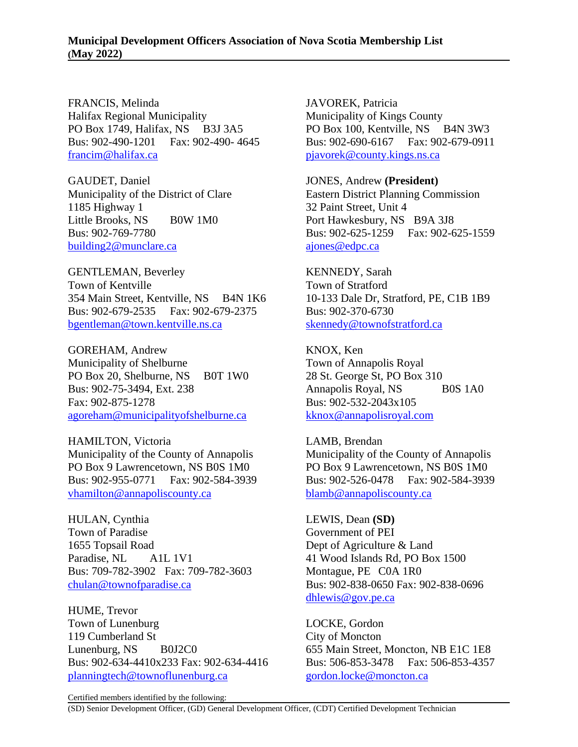**Municipal Development Officers Association of Nova Scotia Membership List (May 2022)**

FRANCIS, Melinda
Halifax Regional Municipality
PO Box 1749, Halifax, NS B3J 3A5
Bus: 902-490-1201 Fax: 902-490- 4645
francim@halifax.ca

GAUDET, Daniel
Municipality of the District of Clare
1185 Highway 1
Little Brooks, NS B0W 1M0
Bus: 902-769-7780
building2@munclare.ca

GENTLEMAN, Beverley
Town of Kentville
354 Main Street, Kentville, NS B4N 1K6
Bus: 902-679-2535 Fax: 902-679-2375
bgentleman@town.kentville.ns.ca

GOREHAM, Andrew
Municipality of Shelburne
PO Box 20, Shelburne, NS B0T 1W0
Bus: 902-75-3494, Ext. 238
Fax: 902-875-1278
agoreham@municipalityofshelburne.ca

HAMILTON, Victoria
Municipality of the County of Annapolis
PO Box 9 Lawrencetown, NS B0S 1M0
Bus: 902-955-0771 Fax: 902-584-3939
vhamilton@annapoliscounty.ca

HULAN, Cynthia
Town of Paradise
1655 Topsail Road
Paradise, NL A1L 1V1
Bus: 709-782-3902 Fax: 709-782-3603
chulan@townofparadise.ca

HUME, Trevor
Town of Lunenburg
119 Cumberland St
Lunenburg, NS B0J2C0
Bus: 902-634-4410x233 Fax: 902-634-4416
planningtech@townoflunenburg.ca

JAVOREK, Patricia
Municipality of Kings County
PO Box 100, Kentville, NS B4N 3W3
Bus: 902-690-6167 Fax: 902-679-0911
pjavorek@county.kings.ns.ca

JONES, Andrew **(President)**
Eastern District Planning Commission
32 Paint Street, Unit 4
Port Hawkesbury, NS B9A 3J8
Bus: 902-625-1259 Fax: 902-625-1559
ajones@edpc.ca

KENNEDY, Sarah
Town of Stratford
10-133 Dale Dr, Stratford, PE, C1B 1B9
Bus: 902-370-6730
skennedy@townofstratford.ca

KNOX, Ken
Town of Annapolis Royal
28 St. George St, PO Box 310
Annapolis Royal, NS B0S 1A0
Bus: 902-532-2043x105
kknox@annapolisroyal.com

LAMB, Brendan
Municipality of the County of Annapolis
PO Box 9 Lawrencetown, NS B0S 1M0
Bus: 902-526-0478 Fax: 902-584-3939
blamb@annapoliscounty.ca

LEWIS, Dean **(SD)**
Government of PEI
Dept of Agriculture & Land
41 Wood Islands Rd, PO Box 1500
Montague, PE C0A 1R0
Bus: 902-838-0650 Fax: 902-838-0696
dhlewis@gov.pe.ca

LOCKE, Gordon
City of Moncton
655 Main Street, Moncton, NB E1C 1E8
Bus: 506-853-3478 Fax: 506-853-4357
gordon.locke@moncton.ca

Certified members identified by the following:
(SD) Senior Development Officer, (GD) General Development Officer, (CDT) Certified Development Technician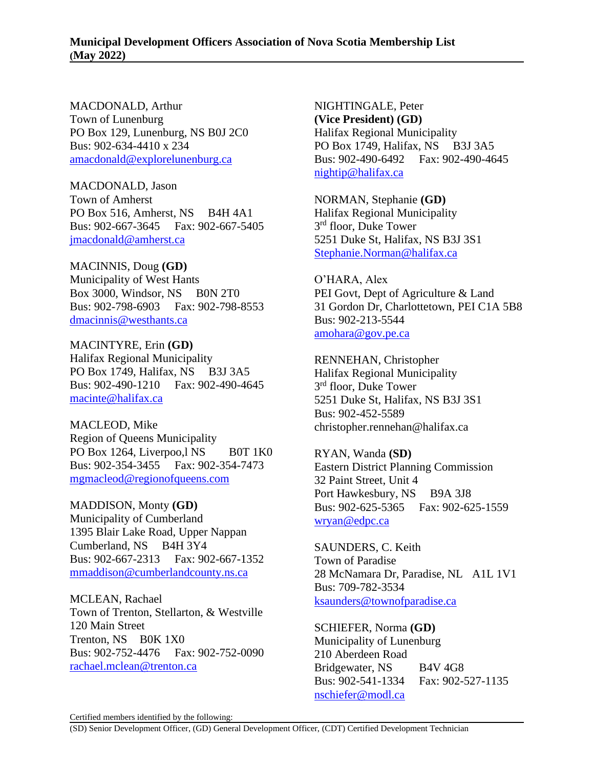MACDONALD, Arthur
Town of Lunenburg
PO Box 129, Lunenburg, NS B0J 2C0
Bus: 902-634-4410 x 234
amacdonald@explorelunenburg.ca

MACDONALD, Jason
Town of Amherst
PO Box 516, Amherst, NS B4H 4A1
Bus: 902-667-3645 Fax: 902-667-5405
jmacdonald@amherst.ca

MACINNIS, Doug **(GD)**
Municipality of West Hants
Box 3000, Windsor, NS B0N 2T0
Bus: 902-798-6903 Fax: 902-798-8553
dmacinnis@westhants.ca

MACINTYRE, Erin **(GD)**
Halifax Regional Municipality
PO Box 1749, Halifax, NS B3J 3A5
Bus: 902-490-1210 Fax: 902-490-4645
macinte@halifax.ca

MACLEOD, Mike
Region of Queens Municipality
PO Box 1264, Liverpoo,l NS B0T 1K0
Bus: 902-354-3455 Fax: 902-354-7473
mgmacleod@regionofqueens.com

MADDISON, Monty **(GD)**
Municipality of Cumberland
1395 Blair Lake Road, Upper Nappan
Cumberland, NS B4H 3Y4
Bus: 902-667-2313 Fax: 902-667-1352
mmaddison@cumberlandcounty.ns.ca

MCLEAN, Rachael
Town of Trenton, Stellarton, & Westville
120 Main Street
Trenton, NS B0K 1X0
Bus: 902-752-4476 Fax: 902-752-0090
rachael.mclean@trenton.ca

NIGHTINGALE, Peter
**(Vice President) (GD)**
Halifax Regional Municipality
PO Box 1749, Halifax, NS B3J 3A5
Bus: 902-490-6492 Fax: 902-490-4645
nightip@halifax.ca

NORMAN, Stephanie **(GD)**
Halifax Regional Municipality
3rd floor, Duke Tower
5251 Duke St, Halifax, NS B3J 3S1
Stephanie.Norman@halifax.ca

O'HARA, Alex
PEI Govt, Dept of Agriculture & Land
31 Gordon Dr, Charlottetown, PEI C1A 5B8
Bus: 902-213-5544
amohara@gov.pe.ca

RENNEHAN, Christopher
Halifax Regional Municipality
3rd floor, Duke Tower
5251 Duke St, Halifax, NS B3J 3S1
Bus: 902-452-5589
christopher.rennehan@halifax.ca

RYAN, Wanda **(SD)**
Eastern District Planning Commission
32 Paint Street, Unit 4
Port Hawkesbury, NS B9A 3J8
Bus: 902-625-5365 Fax: 902-625-1559
wryan@edpc.ca

SAUNDERS, C. Keith
Town of Paradise
28 McNamara Dr, Paradise, NL A1L 1V1
Bus: 709-782-3534
ksaunders@townofparadise.ca

SCHIEFER, Norma **(GD)**
Municipality of Lunenburg
210 Aberdeen Road
Bridgewater, NS B4V 4G8
Bus: 902-541-1334 Fax: 902-527-1135
nschiefer@modl.ca

Certified members identified by the following:
(SD) Senior Development Officer, (GD) General Development Officer, (CDT) Certified Development Technician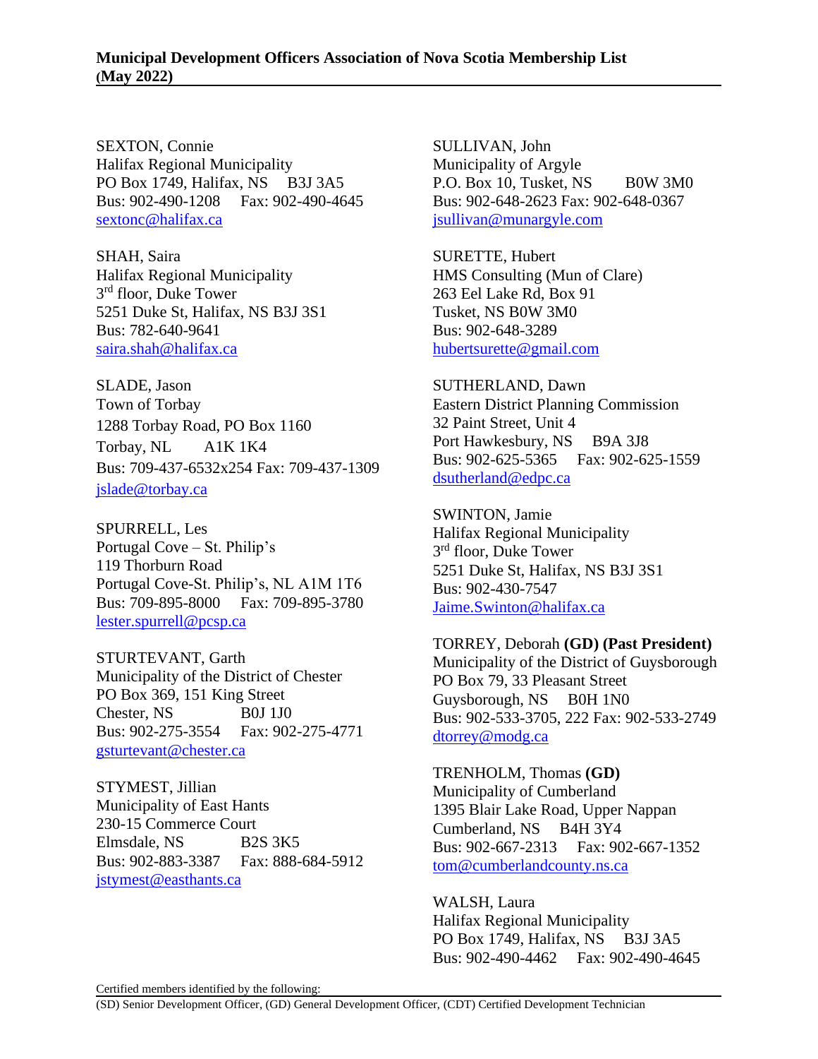SEXTON, Connie
Halifax Regional Municipality
PO Box 1749, Halifax, NS B3J 3A5
Bus: 902-490-1208 Fax: 902-490-4645
sextonc@halifax.ca

SHAH, Saira
Halifax Regional Municipality
3rd floor, Duke Tower
5251 Duke St, Halifax, NS B3J 3S1
Bus: 782-640-9641
saira.shah@halifax.ca

SLADE, Jason
Town of Torbay
1288 Torbay Road, PO Box 1160
Torbay, NL A1K 1K4
Bus: 709-437-6532x254 Fax: 709-437-1309
jslade@torbay.ca

SPURRELL, Les
Portugal Cove – St. Philip's
119 Thorburn Road
Portugal Cove-St. Philip's, NL A1M 1T6
Bus: 709-895-8000 Fax: 709-895-3780
lester.spurrell@pcsp.ca

STURTEVANT, Garth
Municipality of the District of Chester
PO Box 369, 151 King Street
Chester, NS B0J 1J0
Bus: 902-275-3554 Fax: 902-275-4771
gsturtevant@chester.ca

STYMEST, Jillian
Municipality of East Hants
230-15 Commerce Court
Elmsdale, NS B2S 3K5
Bus: 902-883-3387 Fax: 888-684-5912
jstymest@easthants.ca

SULLIVAN, John
Municipality of Argyle
P.O. Box 10, Tusket, NS B0W 3M0
Bus: 902-648-2623 Fax: 902-648-0367
jsullivan@munargyle.com

SURETTE, Hubert
HMS Consulting (Mun of Clare)
263 Eel Lake Rd, Box 91
Tusket, NS B0W 3M0
Bus: 902-648-3289
hubertsurette@gmail.com

SUTHERLAND, Dawn
Eastern District Planning Commission
32 Paint Street, Unit 4
Port Hawkesbury, NS B9A 3J8
Bus: 902-625-5365 Fax: 902-625-1559
dsutherland@edpc.ca

SWINTON, Jamie
Halifax Regional Municipality
3rd floor, Duke Tower
5251 Duke St, Halifax, NS B3J 3S1
Bus: 902-430-7547
Jaime.Swinton@halifax.ca

TORREY, Deborah **(GD) (Past President)**
Municipality of the District of Guysborough
PO Box 79, 33 Pleasant Street
Guysborough, NS B0H 1N0
Bus: 902-533-3705, 222 Fax: 902-533-2749
dtorrey@modg.ca

TRENHOLM, Thomas **(GD)**
Municipality of Cumberland
1395 Blair Lake Road, Upper Nappan
Cumberland, NS B4H 3Y4
Bus: 902-667-2313 Fax: 902-667-1352
tom@cumberlandcounty.ns.ca

WALSH, Laura
Halifax Regional Municipality
PO Box 1749, Halifax, NS B3J 3A5
Bus: 902-490-4462 Fax: 902-490-4645

Certified members identified by the following:
(SD) Senior Development Officer, (GD) General Development Officer, (CDT) Certified Development Technician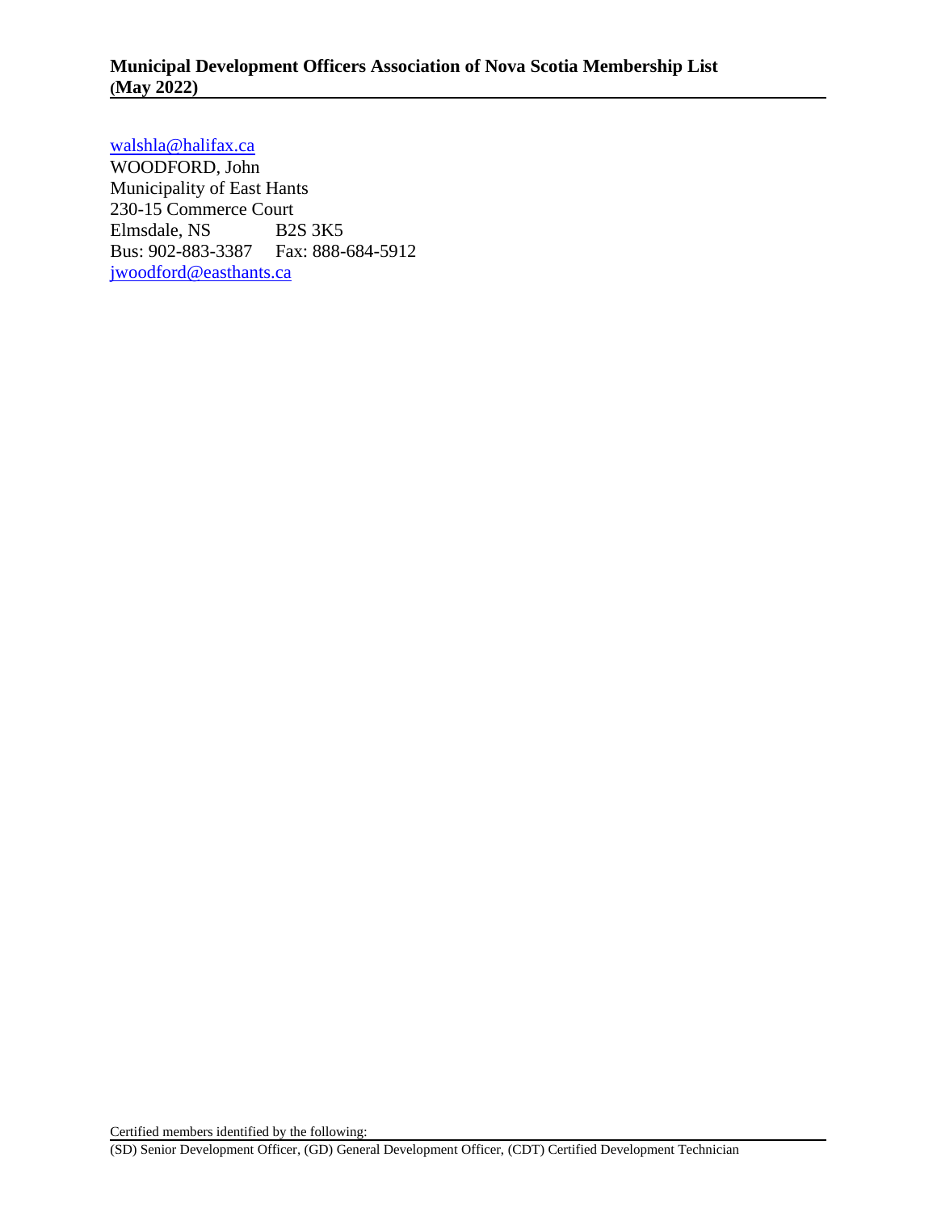walshla@halifax.ca
WOODFORD, John
Municipality of East Hants
230-15 Commerce Court
Elmsdale, NS  B2S 3K5
Bus: 902-883-3387  Fax: 888-684-5912
jwoodford@easthants.ca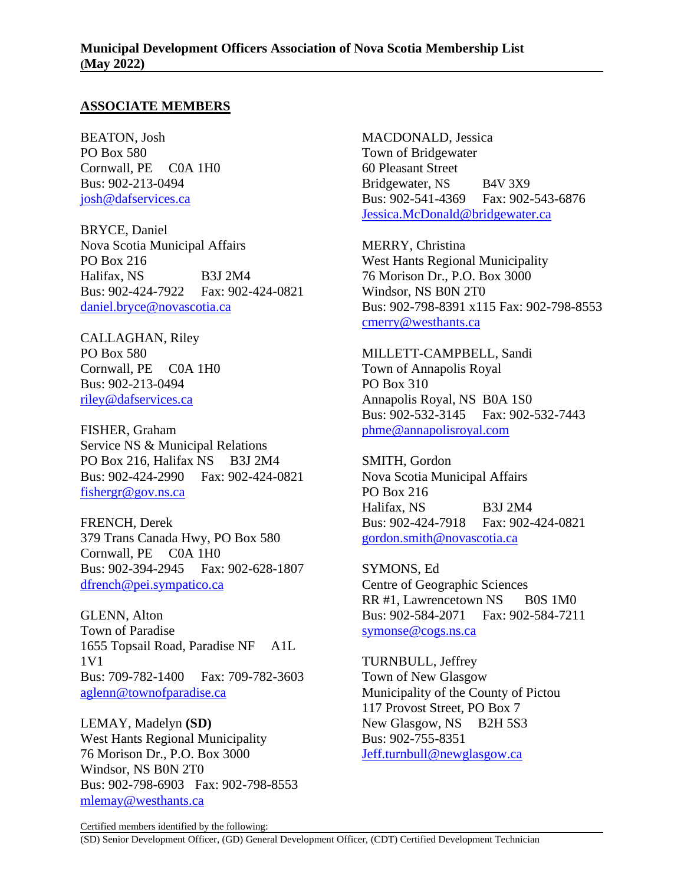**Municipal Development Officers Association of Nova Scotia Membership List (May 2022)**

## ASSOCIATE MEMBERS

BEATON, Josh
PO Box 580
Cornwall, PE C0A 1H0
Bus: 902-213-0494
josh@dafservices.ca

BRYCE, Daniel
Nova Scotia Municipal Affairs
PO Box 216
Halifax, NS B3J 2M4
Bus: 902-424-7922 Fax: 902-424-0821
daniel.bryce@novascotia.ca

CALLAGHAN, Riley
PO Box 580
Cornwall, PE C0A 1H0
Bus: 902-213-0494
riley@dafservices.ca

FISHER, Graham
Service NS & Municipal Relations
PO Box 216, Halifax NS B3J 2M4
Bus: 902-424-2990 Fax: 902-424-0821
fishergr@gov.ns.ca

FRENCH, Derek
379 Trans Canada Hwy, PO Box 580
Cornwall, PE C0A 1H0
Bus: 902-394-2945 Fax: 902-628-1807
dfrench@pei.sympatico.ca

GLENN, Alton
Town of Paradise
1655 Topsail Road, Paradise NF A1L 1V1
Bus: 709-782-1400 Fax: 709-782-3603
aglenn@townofparadise.ca

LEMAY, Madelyn **(SD)**
West Hants Regional Municipality
76 Morison Dr., P.O. Box 3000
Windsor, NS B0N 2T0
Bus: 902-798-6903 Fax: 902-798-8553
mlemay@westhants.ca

MACDONALD, Jessica
Town of Bridgewater
60 Pleasant Street
Bridgewater, NS B4V 3X9
Bus: 902-541-4369 Fax: 902-543-6876
Jessica.McDonald@bridgewater.ca

MERRY, Christina
West Hants Regional Municipality
76 Morison Dr., P.O. Box 3000
Windsor, NS B0N 2T0
Bus: 902-798-8391 x115 Fax: 902-798-8553
cmerry@westhants.ca

MILLETT-CAMPBELL, Sandi
Town of Annapolis Royal
PO Box 310
Annapolis Royal, NS B0A 1S0
Bus: 902-532-3145 Fax: 902-532-7443
phme@annapolisroyal.com

SMITH, Gordon
Nova Scotia Municipal Affairs
PO Box 216
Halifax, NS B3J 2M4
Bus: 902-424-7918 Fax: 902-424-0821
gordon.smith@novascotia.ca

SYMONS, Ed
Centre of Geographic Sciences
RR #1, Lawrencetown NS B0S 1M0
Bus: 902-584-2071 Fax: 902-584-7211
symonse@cogs.ns.ca

TURNBULL, Jeffrey
Town of New Glasgow
Municipality of the County of Pictou
117 Provost Street, PO Box 7
New Glasgow, NS B2H 5S3
Bus: 902-755-8351
Jeff.turnbull@newglasgow.ca

Certified members identified by the following:
(SD) Senior Development Officer, (GD) General Development Officer, (CDT) Certified Development Technician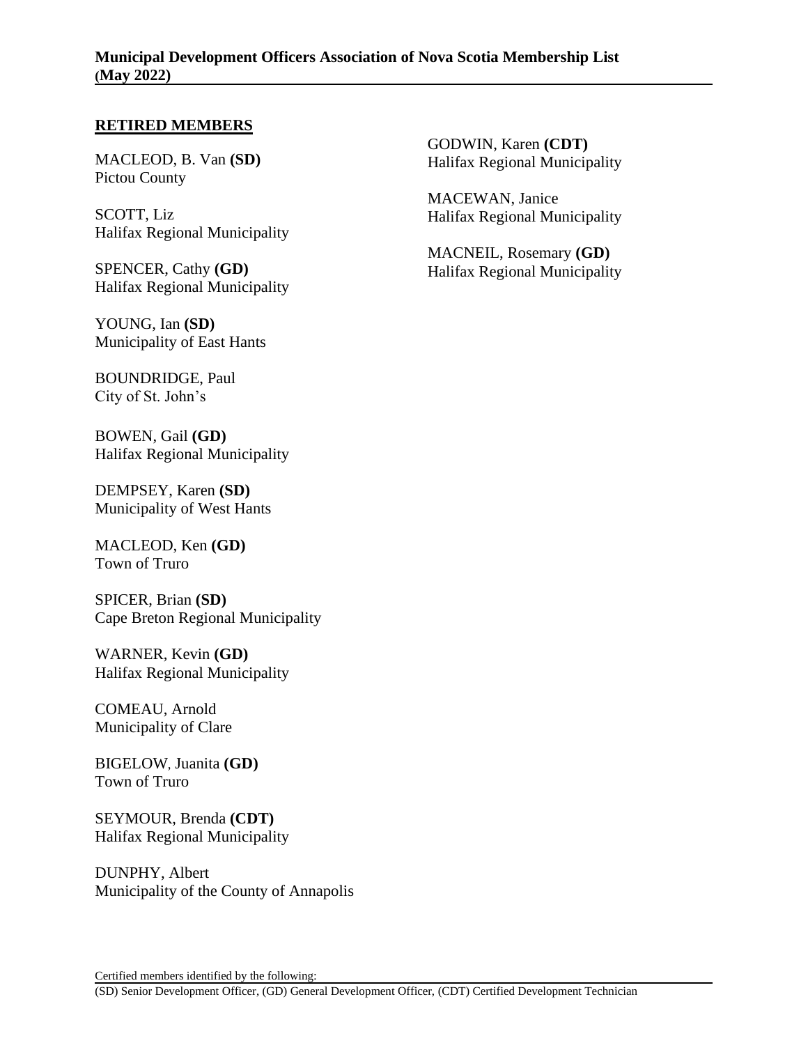## RETIRED MEMBERS

MACLEOD, B. Van **(SD)**
Pictou County

SCOTT, Liz
Halifax Regional Municipality

SPENCER, Cathy **(GD)**
Halifax Regional Municipality

YOUNG, Ian **(SD)**
Municipality of East Hants

BOUNDRIDGE, Paul
City of St. John's

BOWEN, Gail **(GD)**
Halifax Regional Municipality

DEMPSEY, Karen **(SD)**
Municipality of West Hants

MACLEOD, Ken **(GD)**
Town of Truro

SPICER, Brian **(SD)**
Cape Breton Regional Municipality

WARNER, Kevin **(GD)**
Halifax Regional Municipality

COMEAU, Arnold
Municipality of Clare

BIGELOW, Juanita **(GD)**
Town of Truro

SEYMOUR, Brenda **(CDT)**
Halifax Regional Municipality

DUNPHY, Albert
Municipality of the County of Annapolis

GODWIN, Karen **(CDT)**
Halifax Regional Municipality

MACEWAN, Janice
Halifax Regional Municipality

MACNEIL, Rosemary **(GD)**
Halifax Regional Municipality

Certified members identified by the following:
(SD) Senior Development Officer, (GD) General Development Officer, (CDT) Certified Development Technician